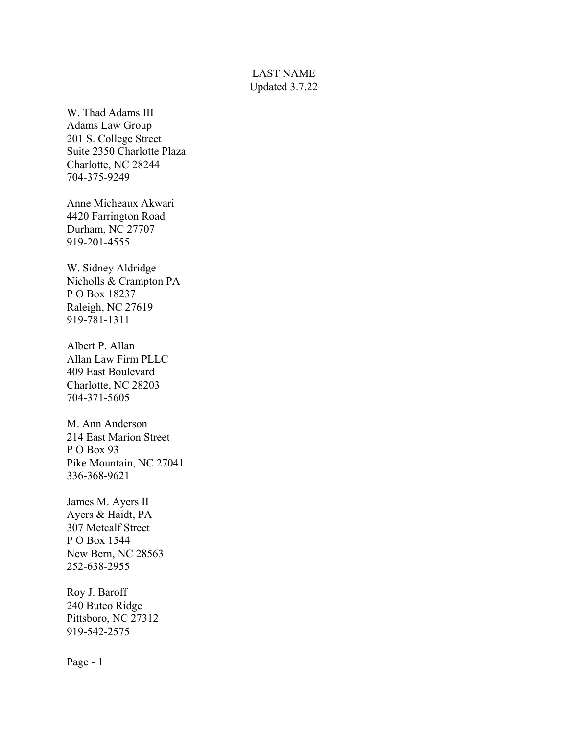LAST NAME
Updated 3.7.22

W. Thad Adams III
Adams Law Group
201 S. College Street
Suite 2350 Charlotte Plaza
Charlotte, NC 28244
704-375-9249

Anne Micheaux Akwari
4420 Farrington Road
Durham, NC 27707
919-201-4555

W. Sidney Aldridge
Nicholls & Crampton PA
P O Box 18237
Raleigh, NC 27619
919-781-1311

Albert P. Allan
Allan Law Firm PLLC
409 East Boulevard
Charlotte, NC 28203
704-371-5605

M. Ann Anderson
214 East Marion Street
P O Box 93
Pike Mountain, NC 27041
336-368-9621

James M. Ayers II
Ayers & Haidt, PA
307 Metcalf Street
P O Box 1544
New Bern, NC 28563
252-638-2955

Roy J. Baroff
240 Buteo Ridge
Pittsboro, NC 27312
919-542-2575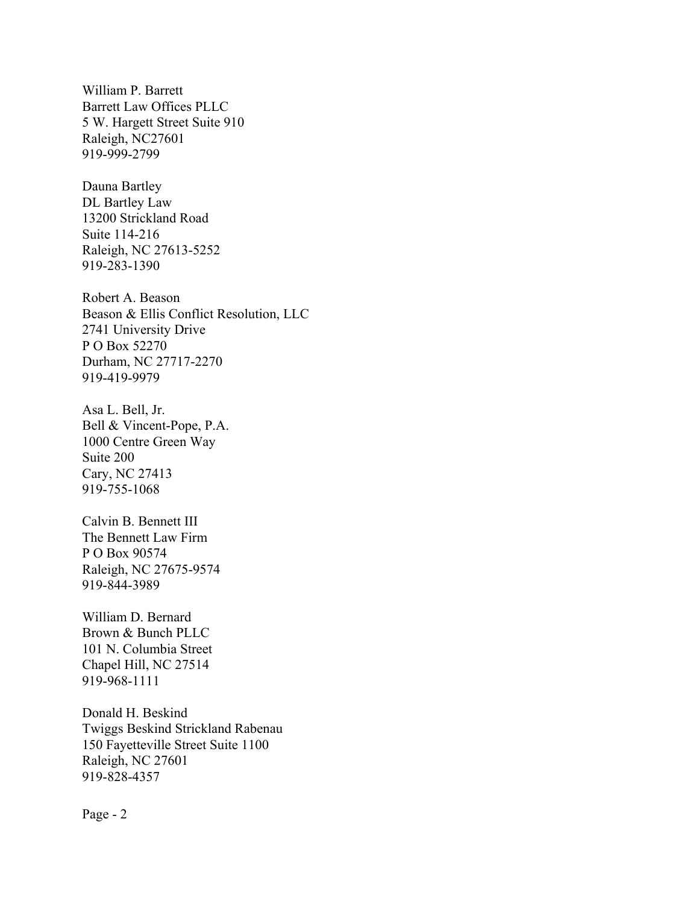William P. Barrett
Barrett Law Offices PLLC
5 W. Hargett Street Suite 910
Raleigh, NC27601
919-999-2799

Dauna Bartley
DL Bartley Law
13200 Strickland Road
Suite 114-216
Raleigh, NC 27613-5252
919-283-1390

Robert A. Beason
Beason & Ellis Conflict Resolution, LLC
2741 University Drive
P O Box 52270
Durham, NC 27717-2270
919-419-9979

Asa L. Bell, Jr.
Bell & Vincent-Pope, P.A.
1000 Centre Green Way
Suite 200
Cary, NC 27413
919-755-1068

Calvin B. Bennett III
The Bennett Law Firm
P O Box 90574
Raleigh, NC 27675-9574
919-844-3989

William D. Bernard
Brown & Bunch PLLC
101 N. Columbia Street
Chapel Hill, NC 27514
919-968-1111

Donald H. Beskind
Twiggs Beskind Strickland Rabenau
150 Fayetteville Street Suite 1100
Raleigh, NC 27601
919-828-4357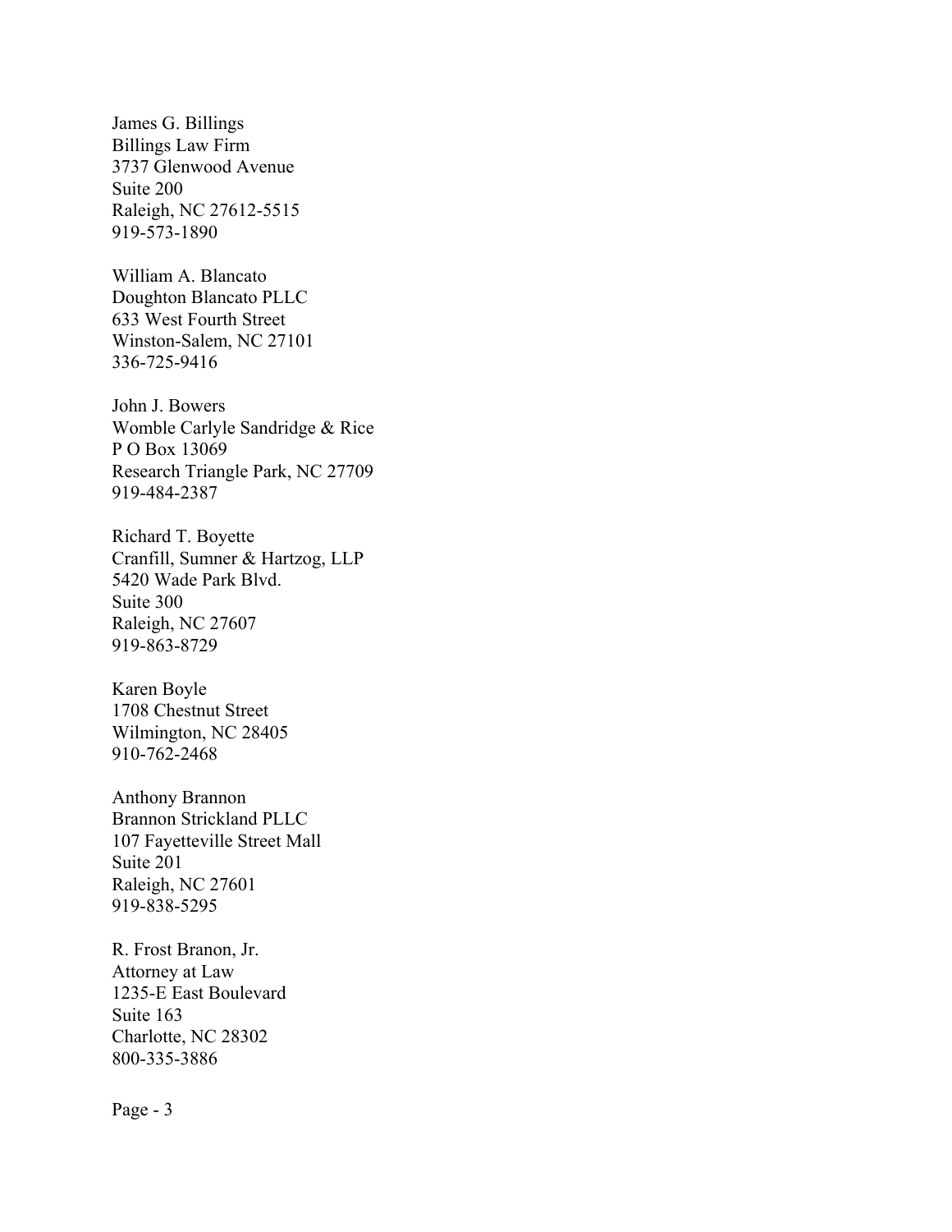James G. Billings
Billings Law Firm
3737 Glenwood Avenue
Suite 200
Raleigh, NC 27612-5515
919-573-1890

William A. Blancato
Doughton Blancato PLLC
633 West Fourth Street
Winston-Salem, NC 27101
336-725-9416

John J. Bowers
Womble Carlyle Sandridge & Rice
P O Box 13069
Research Triangle Park, NC 27709
919-484-2387

Richard T. Boyette
Cranfill, Sumner & Hartzog, LLP
5420 Wade Park Blvd.
Suite 300
Raleigh, NC 27607
919-863-8729

Karen Boyle
1708 Chestnut Street
Wilmington, NC 28405
910-762-2468

Anthony Brannon
Brannon Strickland PLLC
107 Fayetteville Street Mall
Suite 201
Raleigh, NC 27601
919-838-5295

R. Frost Branon, Jr.
Attorney at Law
1235-E East Boulevard
Suite 163
Charlotte, NC 28302
800-335-3886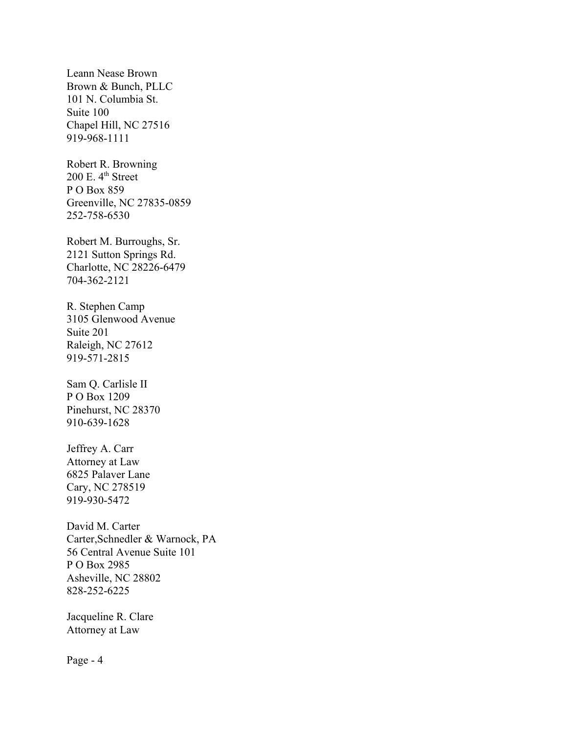Leann Nease Brown
Brown & Bunch, PLLC
101 N. Columbia St.
Suite 100
Chapel Hill, NC 27516
919-968-1111

Robert R. Browning
200 E. 4th Street
P O Box 859
Greenville, NC 27835-0859
252-758-6530

Robert M. Burroughs, Sr.
2121 Sutton Springs Rd.
Charlotte, NC 28226-6479
704-362-2121

R. Stephen Camp
3105 Glenwood Avenue
Suite 201
Raleigh, NC 27612
919-571-2815

Sam Q. Carlisle II
P O Box 1209
Pinehurst, NC 28370
910-639-1628

Jeffrey A. Carr
Attorney at Law
6825 Palaver Lane
Cary, NC 278519
919-930-5472

David M. Carter
Carter,Schnedler & Warnock, PA
56 Central Avenue Suite 101
P O Box 2985
Asheville, NC 28802
828-252-6225

Jacqueline R. Clare
Attorney at Law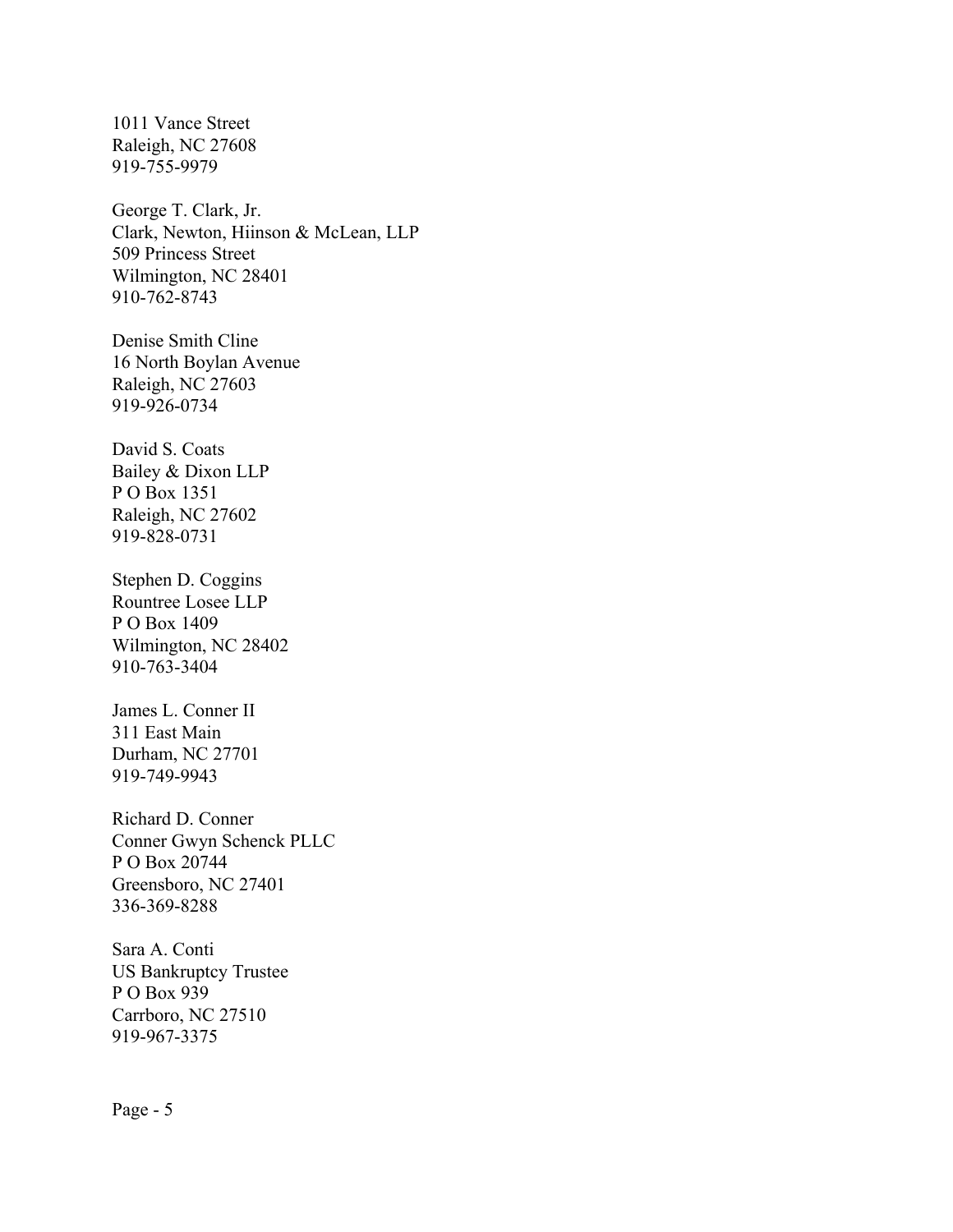1011 Vance Street
Raleigh, NC 27608
919-755-9979

George T. Clark, Jr.
Clark, Newton, Hiinson & McLean, LLP
509 Princess Street
Wilmington, NC 28401
910-762-8743

Denise Smith Cline
16 North Boylan Avenue
Raleigh, NC 27603
919-926-0734

David S. Coats
Bailey & Dixon LLP
P O Box 1351
Raleigh, NC 27602
919-828-0731

Stephen D. Coggins
Rountree Losee LLP
P O Box 1409
Wilmington, NC 28402
910-763-3404

James L. Conner II
311 East Main
Durham, NC 27701
919-749-9943

Richard D. Conner
Conner Gwyn Schenck PLLC
P O Box 20744
Greensboro, NC 27401
336-369-8288

Sara A. Conti
US Bankruptcy Trustee
P O Box 939
Carrboro, NC 27510
919-967-3375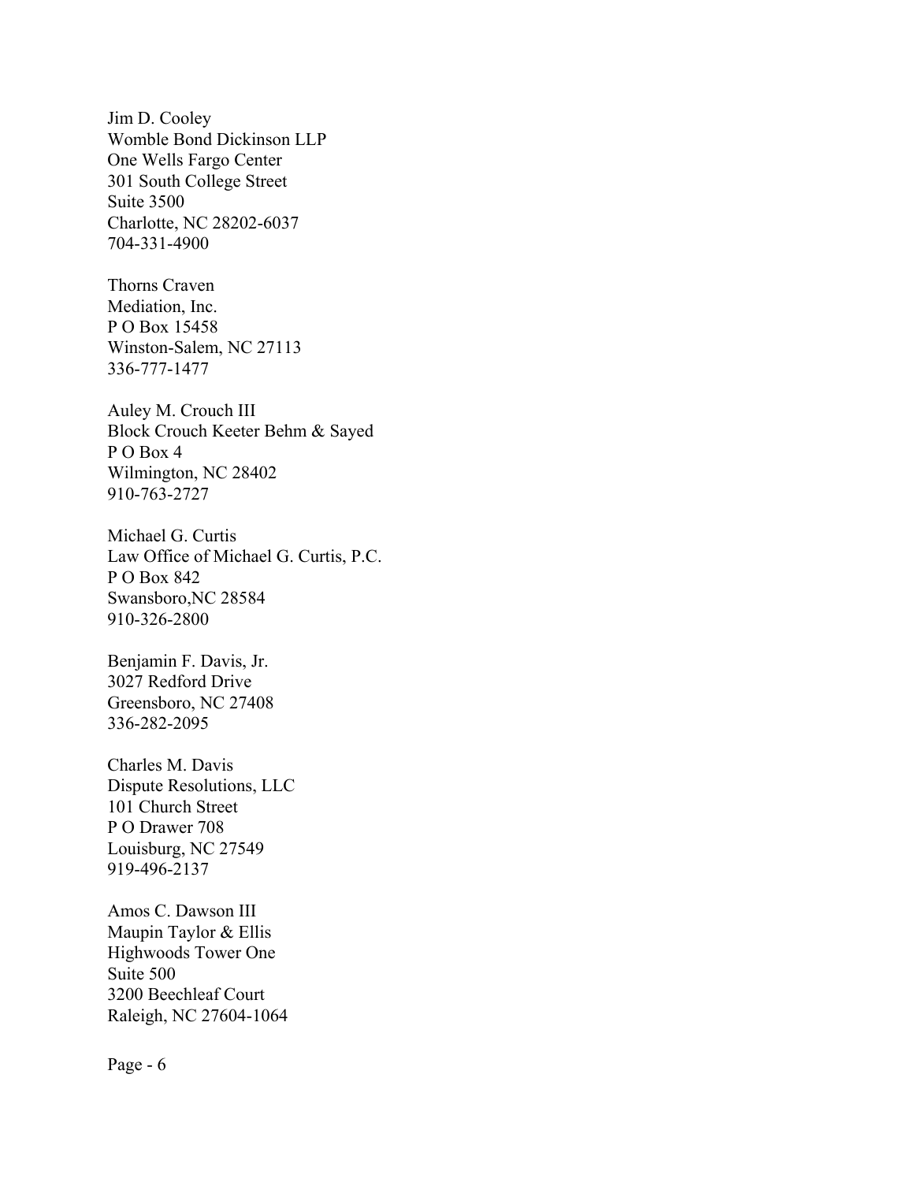Jim D. Cooley
Womble Bond Dickinson LLP
One Wells Fargo Center
301 South College Street
Suite 3500
Charlotte, NC 28202-6037
704-331-4900

Thorns Craven
Mediation, Inc.
P O Box 15458
Winston-Salem, NC 27113
336-777-1477

Auley M. Crouch III
Block Crouch Keeter Behm & Sayed
P O Box 4
Wilmington, NC 28402
910-763-2727

Michael G. Curtis
Law Office of Michael G. Curtis, P.C.
P O Box 842
Swansboro,NC 28584
910-326-2800

Benjamin F. Davis, Jr.
3027 Redford Drive
Greensboro, NC 27408
336-282-2095

Charles M. Davis
Dispute Resolutions, LLC
101 Church Street
P O Drawer 708
Louisburg, NC 27549
919-496-2137

Amos C. Dawson III
Maupin Taylor & Ellis
Highwoods Tower One
Suite 500
3200 Beechleaf Court
Raleigh, NC 27604-1064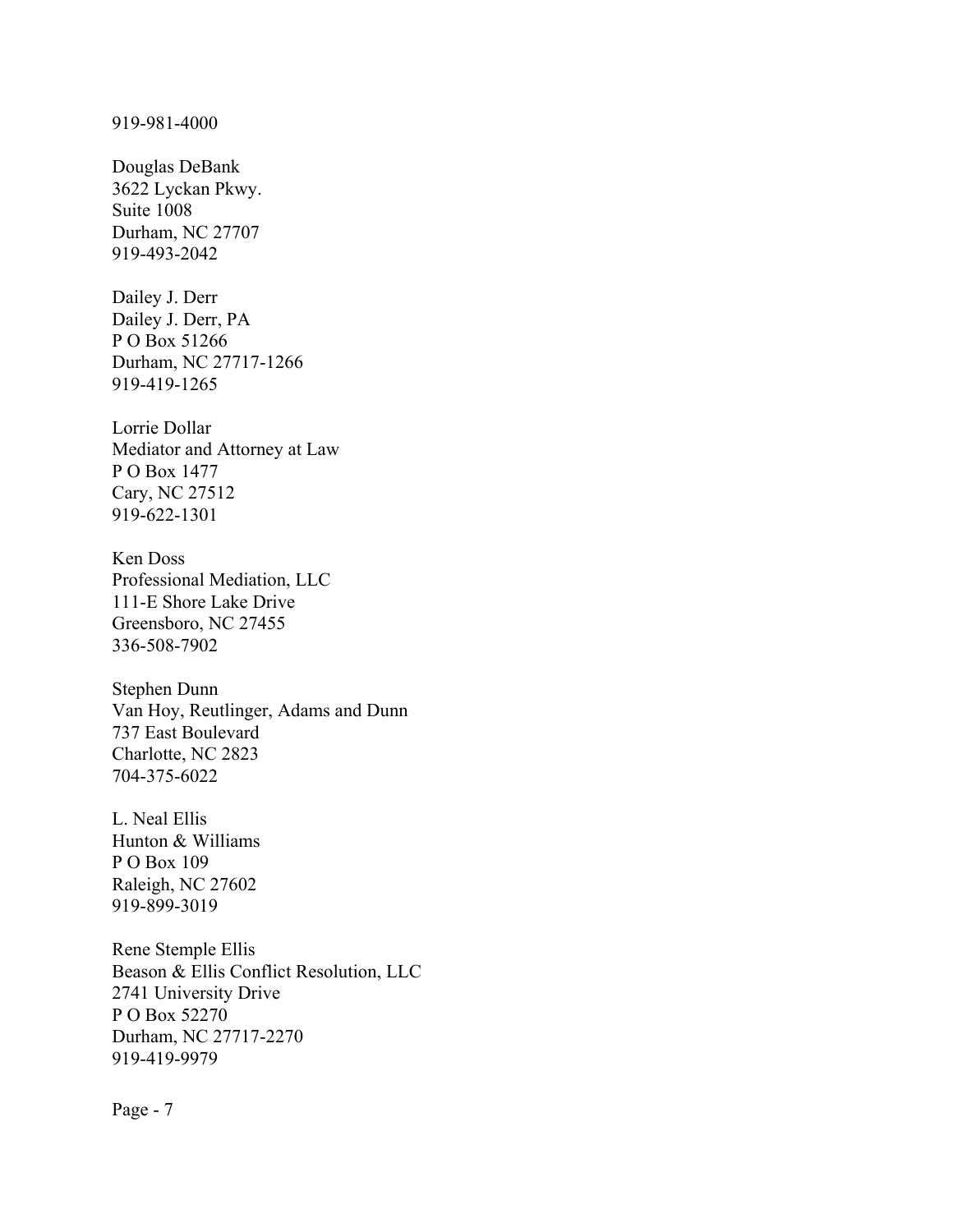919-981-4000

Douglas DeBank  
3622 Lyckan Pkwy.  
Suite 1008  
Durham, NC 27707  
919-493-2042

Dailey J. Derr  
Dailey J. Derr, PA  
P O Box 51266  
Durham, NC 27717-1266  
919-419-1265

Lorrie Dollar  
Mediator and Attorney at Law  
P O Box 1477  
Cary, NC 27512  
919-622-1301

Ken Doss  
Professional Mediation, LLC  
111-E Shore Lake Drive  
Greensboro, NC 27455  
336-508-7902

Stephen Dunn  
Van Hoy, Reutlinger, Adams and Dunn  
737 East Boulevard  
Charlotte, NC 2823  
704-375-6022

L. Neal Ellis  
Hunton & Williams  
P O Box 109  
Raleigh, NC 27602  
919-899-3019

Rene Stemple Ellis  
Beason & Ellis Conflict Resolution, LLC  
2741 University Drive  
P O Box 52270  
Durham, NC 27717-2270  
919-419-9979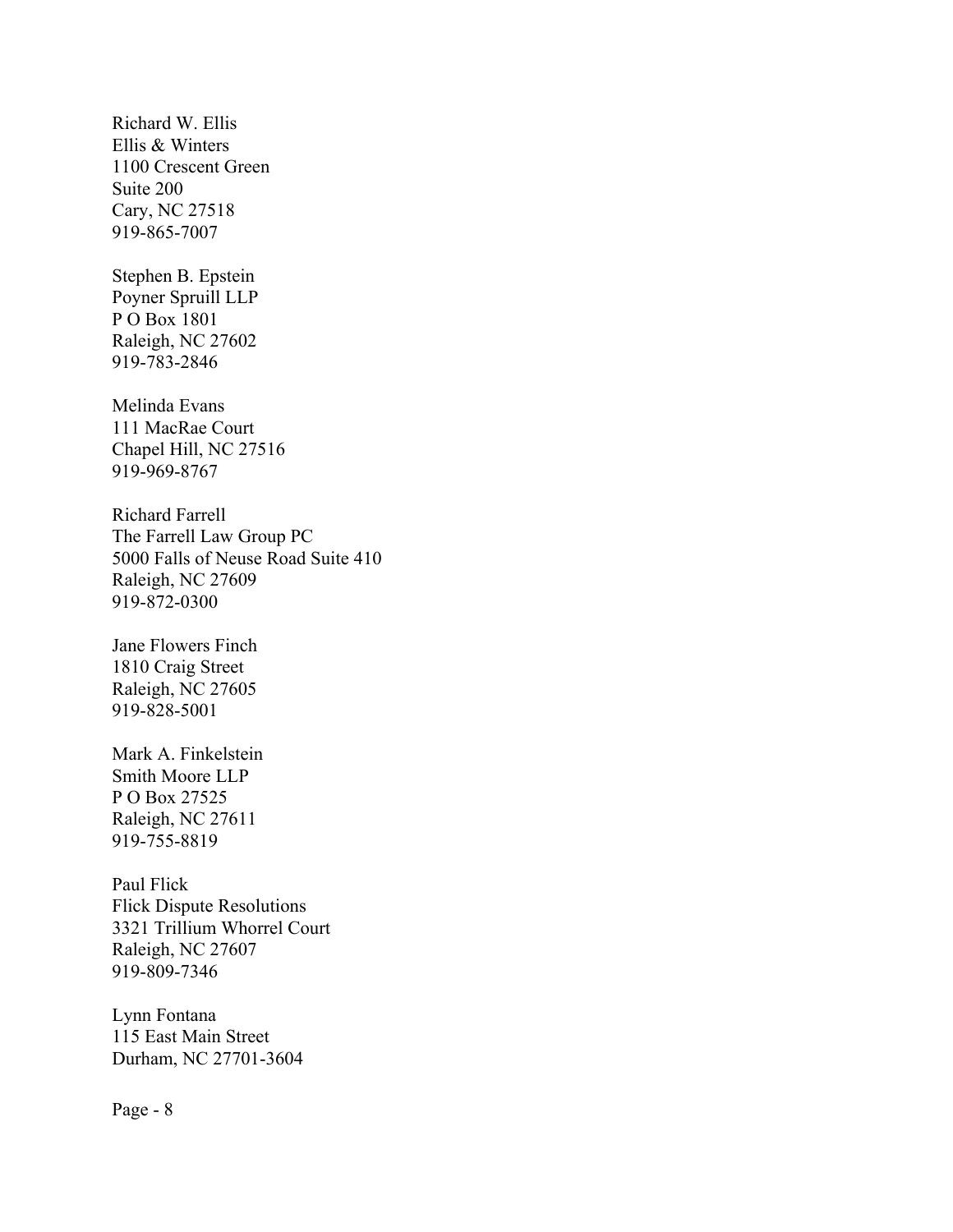Richard W. Ellis
Ellis & Winters
1100 Crescent Green
Suite 200
Cary, NC 27518
919-865-7007

Stephen B. Epstein
Poyner Spruill LLP
P O Box 1801
Raleigh, NC 27602
919-783-2846

Melinda Evans
111 MacRae Court
Chapel Hill, NC 27516
919-969-8767

Richard Farrell
The Farrell Law Group PC
5000 Falls of Neuse Road Suite 410
Raleigh, NC 27609
919-872-0300

Jane Flowers Finch
1810 Craig Street
Raleigh, NC 27605
919-828-5001

Mark A. Finkelstein
Smith Moore LLP
P O Box 27525
Raleigh, NC 27611
919-755-8819

Paul Flick
Flick Dispute Resolutions
3321 Trillium Whorrel Court
Raleigh, NC 27607
919-809-7346

Lynn Fontana
115 East Main Street
Durham, NC 27701-3604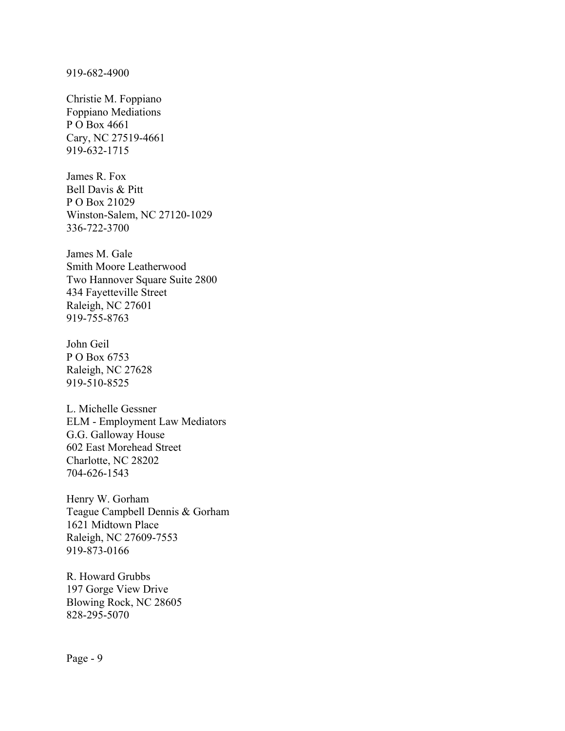919-682-4900

Christie M. Foppiano
Foppiano Mediations
P O Box 4661
Cary, NC 27519-4661
919-632-1715

James R. Fox
Bell Davis & Pitt
P O Box 21029
Winston-Salem, NC 27120-1029
336-722-3700

James M. Gale
Smith Moore Leatherwood
Two Hannover Square Suite 2800
434 Fayetteville Street
Raleigh, NC 27601
919-755-8763

John Geil
P O Box 6753
Raleigh, NC 27628
919-510-8525

L. Michelle Gessner
ELM - Employment Law Mediators
G.G. Galloway House
602 East Morehead Street
Charlotte, NC 28202
704-626-1543

Henry W. Gorham
Teague Campbell Dennis & Gorham
1621 Midtown Place
Raleigh, NC 27609-7553
919-873-0166

R. Howard Grubbs
197 Gorge View Drive
Blowing Rock, NC 28605
828-295-5070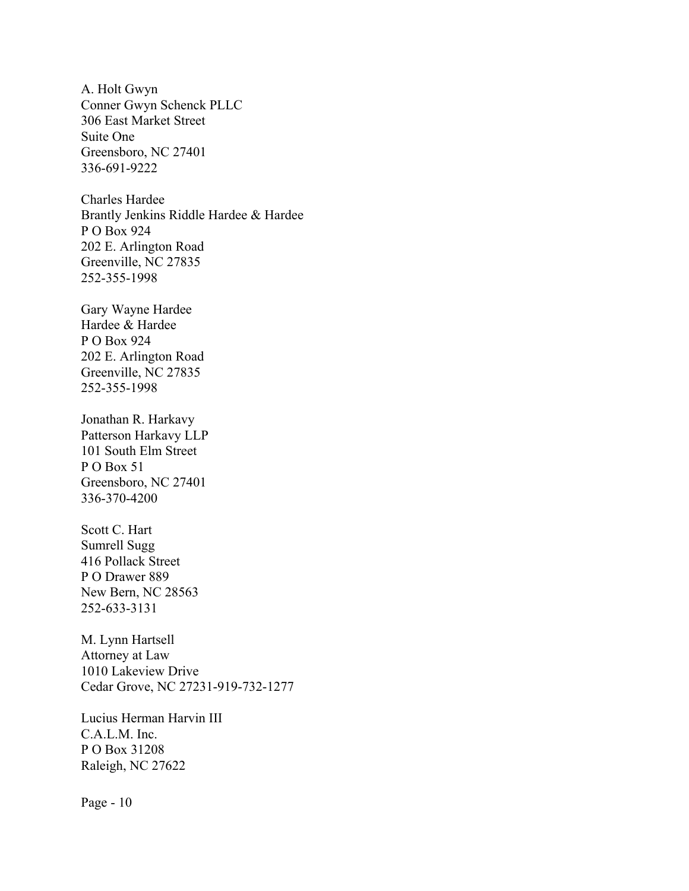A. Holt Gwyn
Conner Gwyn Schenck PLLC
306 East Market Street
Suite One
Greensboro, NC 27401
336-691-9222

Charles Hardee
Brantly Jenkins Riddle Hardee & Hardee
P O Box 924
202 E. Arlington Road
Greenville, NC 27835
252-355-1998

Gary Wayne Hardee
Hardee & Hardee
P O Box 924
202 E. Arlington Road
Greenville, NC 27835
252-355-1998

Jonathan R. Harkavy
Patterson Harkavy LLP
101 South Elm Street
P O Box 51
Greensboro, NC 27401
336-370-4200

Scott C. Hart
Sumrell Sugg
416 Pollack Street
P O Drawer 889
New Bern, NC 28563
252-633-3131

M. Lynn Hartsell
Attorney at Law
1010 Lakeview Drive
Cedar Grove, NC 27231-919-732-1277

Lucius Herman Harvin III
C.A.L.M. Inc.
P O Box 31208
Raleigh, NC 27622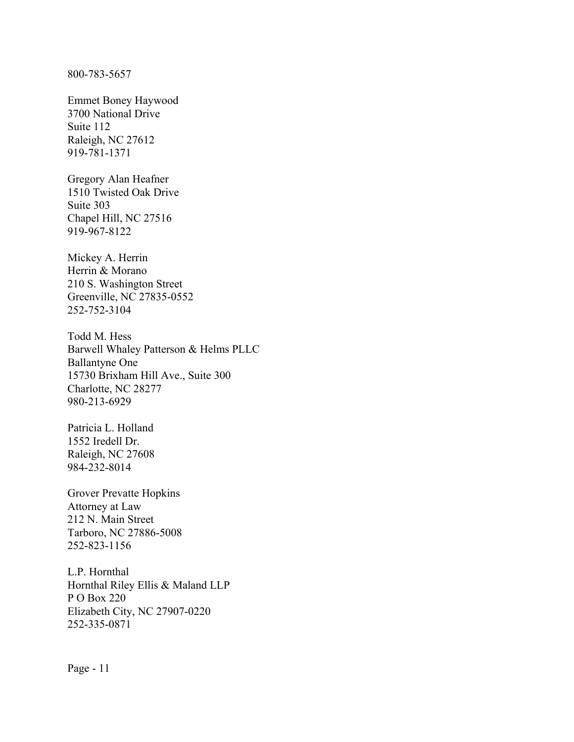800-783-5657

Emmet Boney Haywood  
3700 National Drive  
Suite 112  
Raleigh, NC 27612  
919-781-1371

Gregory Alan Heafner  
1510 Twisted Oak Drive  
Suite 303  
Chapel Hill, NC 27516  
919-967-8122

Mickey A. Herrin  
Herrin & Morano  
210 S. Washington Street  
Greenville, NC 27835-0552  
252-752-3104

Todd M. Hess  
Barwell Whaley Patterson & Helms PLLC  
Ballantyne One  
15730 Brixham Hill Ave., Suite 300  
Charlotte, NC 28277  
980-213-6929

Patricia L. Holland  
1552 Iredell Dr.  
Raleigh, NC 27608  
984-232-8014

Grover Prevatte Hopkins  
Attorney at Law  
212 N. Main Street  
Tarboro, NC 27886-5008  
252-823-1156

L.P. Hornthal  
Hornthal Riley Ellis & Maland LLP  
P O Box 220  
Elizabeth City, NC 27907-0220  
252-335-0871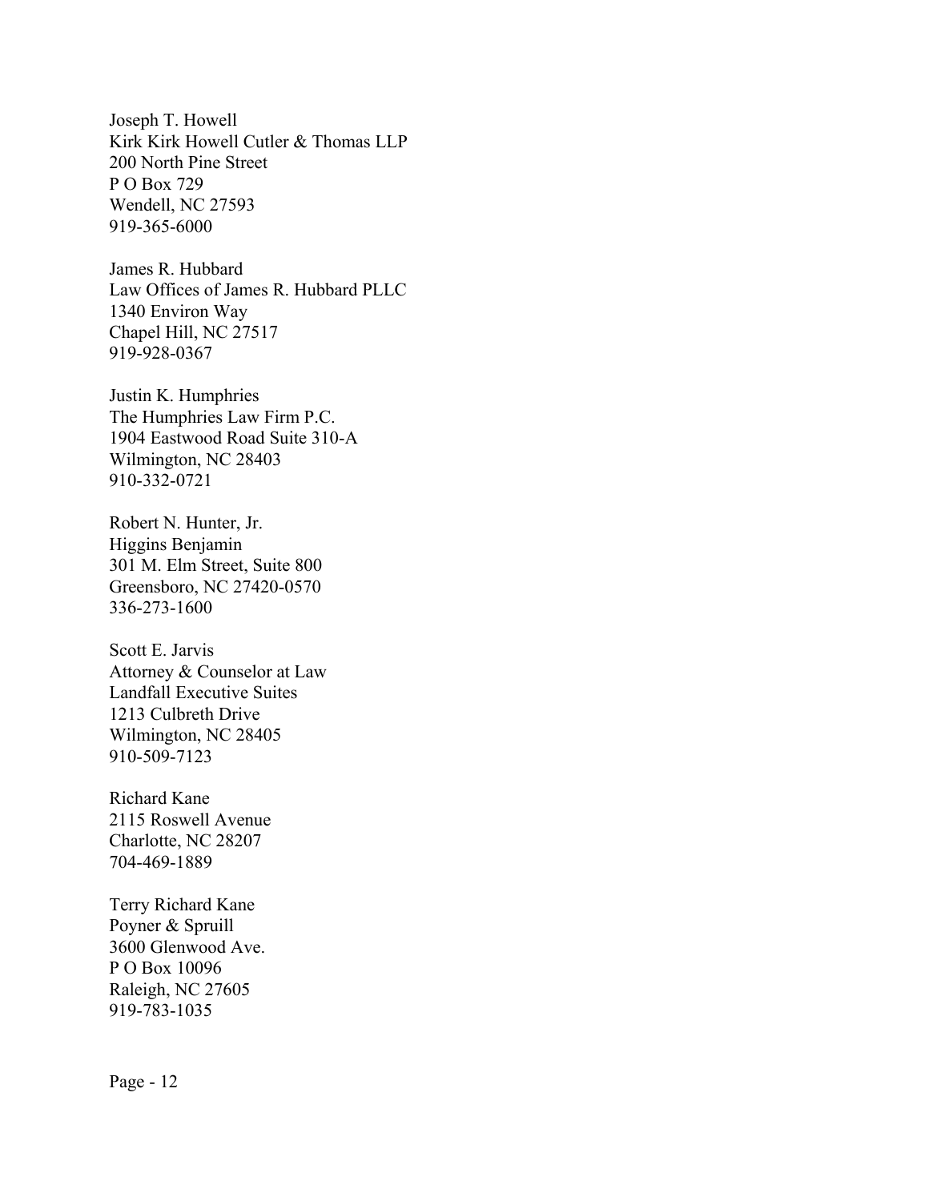Joseph T. Howell
Kirk Kirk Howell Cutler & Thomas LLP
200 North Pine Street
P O Box 729
Wendell, NC 27593
919-365-6000

James R. Hubbard
Law Offices of James R. Hubbard PLLC
1340 Environ Way
Chapel Hill, NC 27517
919-928-0367

Justin K. Humphries
The Humphries Law Firm P.C.
1904 Eastwood Road Suite 310-A
Wilmington, NC 28403
910-332-0721

Robert N. Hunter, Jr.
Higgins Benjamin
301 M. Elm Street, Suite 800
Greensboro, NC 27420-0570
336-273-1600

Scott E. Jarvis
Attorney & Counselor at Law
Landfall Executive Suites
1213 Culbreth Drive
Wilmington, NC 28405
910-509-7123

Richard Kane
2115 Roswell Avenue
Charlotte, NC 28207
704-469-1889

Terry Richard Kane
Poyner & Spruill
3600 Glenwood Ave.
P O Box 10096
Raleigh, NC 27605
919-783-1035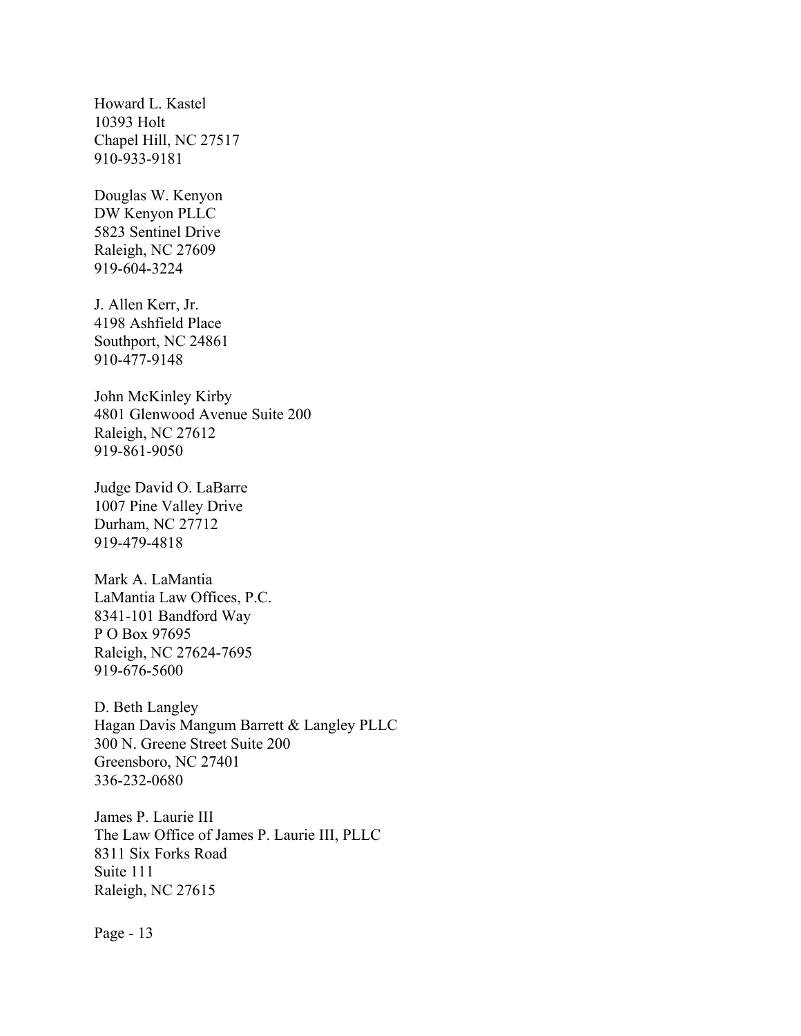Howard L. Kastel
10393 Holt
Chapel Hill, NC 27517
910-933-9181

Douglas W. Kenyon
DW Kenyon PLLC
5823 Sentinel Drive
Raleigh, NC 27609
919-604-3224

J. Allen Kerr, Jr.
4198 Ashfield Place
Southport, NC 24861
910-477-9148

John McKinley Kirby
4801 Glenwood Avenue Suite 200
Raleigh, NC 27612
919-861-9050

Judge David O. LaBarre
1007 Pine Valley Drive
Durham, NC 27712
919-479-4818

Mark A. LaMantia
LaMantia Law Offices, P.C.
8341-101 Bandford Way
P O Box 97695
Raleigh, NC 27624-7695
919-676-5600

D. Beth Langley
Hagan Davis Mangum Barrett & Langley PLLC
300 N. Greene Street Suite 200
Greensboro, NC 27401
336-232-0680

James P. Laurie III
The Law Office of James P. Laurie III, PLLC
8311 Six Forks Road
Suite 111
Raleigh, NC 27615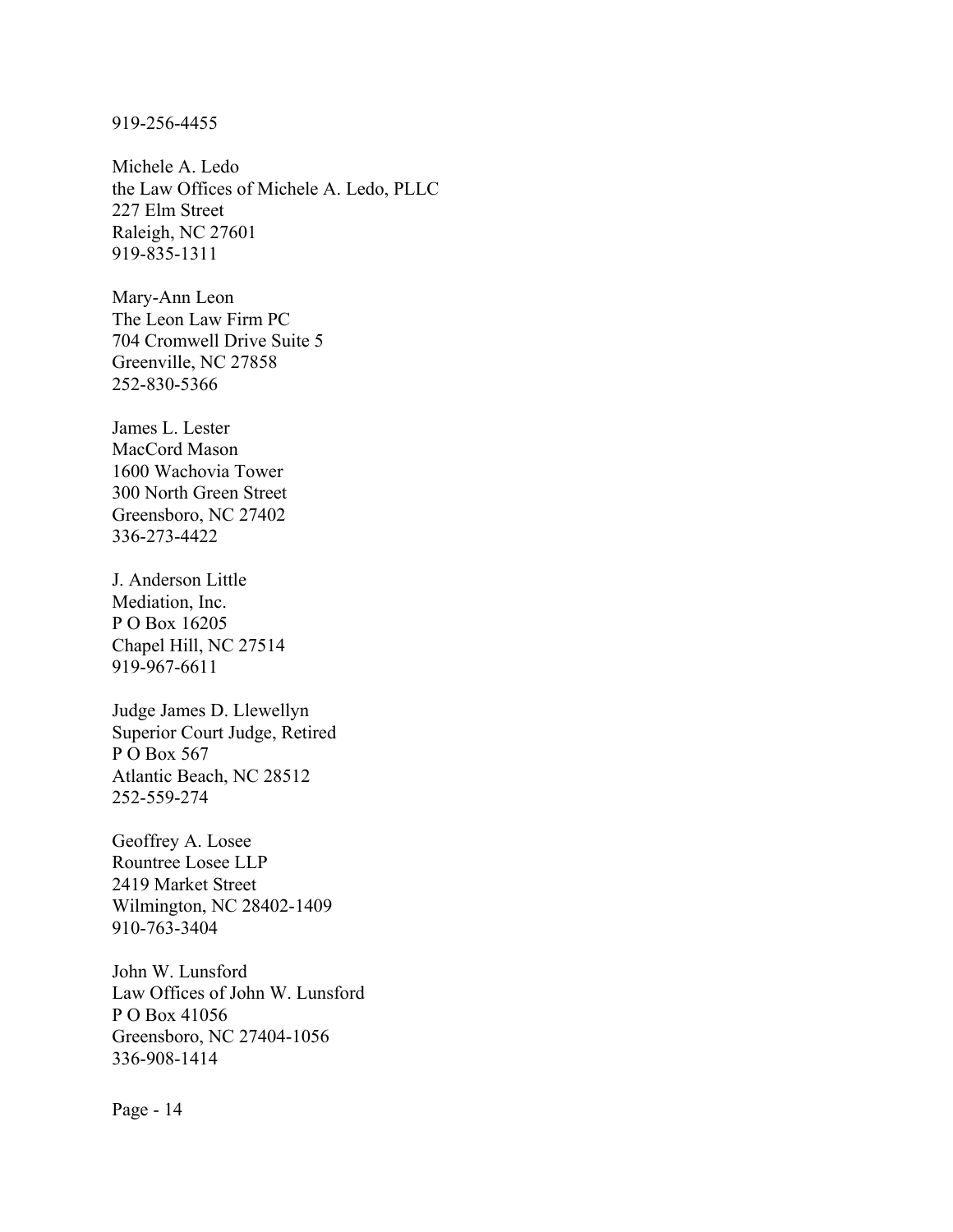919-256-4455

Michele A. Ledo
the Law Offices of Michele A. Ledo, PLLC
227 Elm Street
Raleigh, NC 27601
919-835-1311

Mary-Ann Leon
The Leon Law Firm PC
704 Cromwell Drive Suite 5
Greenville, NC 27858
252-830-5366

James L. Lester
MacCord Mason
1600 Wachovia Tower
300 North Green Street
Greensboro, NC 27402
336-273-4422

J. Anderson Little
Mediation, Inc.
P O Box 16205
Chapel Hill, NC 27514
919-967-6611

Judge James D. Llewellyn
Superior Court Judge, Retired
P O Box 567
Atlantic Beach, NC 28512
252-559-274

Geoffrey A. Losee
Rountree Losee LLP
2419 Market Street
Wilmington, NC 28402-1409
910-763-3404

John W. Lunsford
Law Offices of John W. Lunsford
P O Box 41056
Greensboro, NC 27404-1056
336-908-1414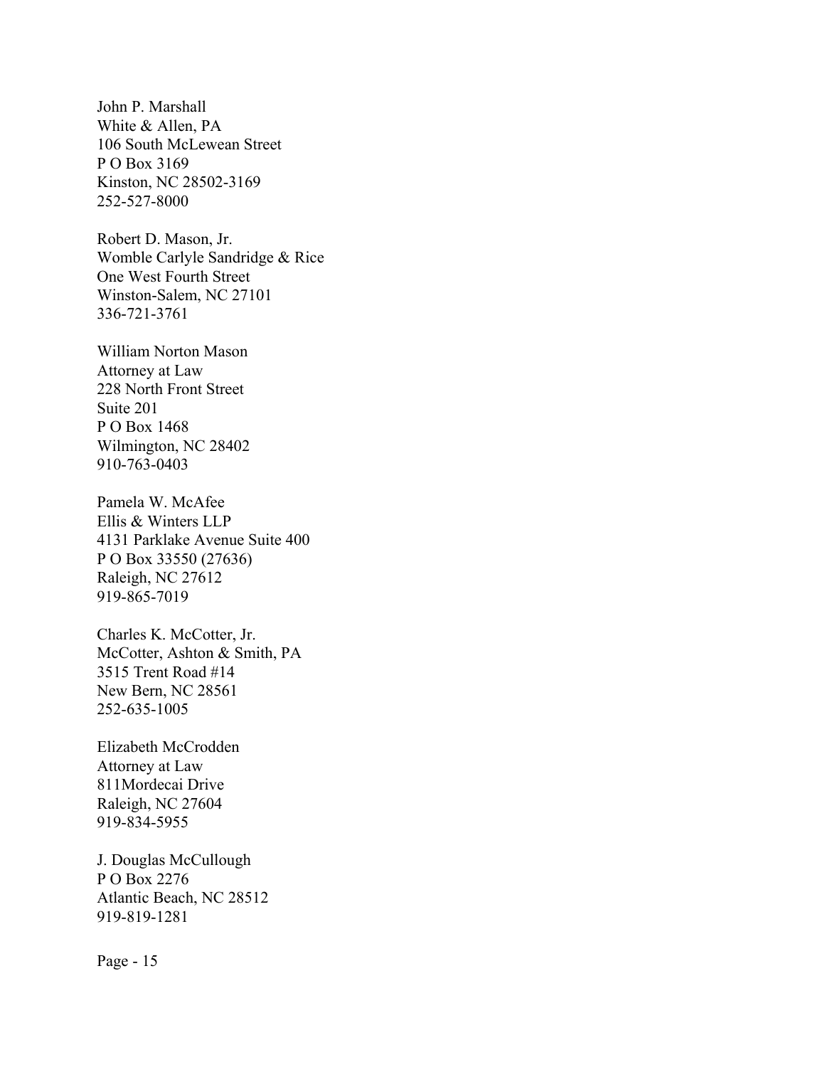John P. Marshall
White & Allen, PA
106 South McLewean Street
P O Box 3169
Kinston, NC 28502-3169
252-527-8000

Robert D. Mason, Jr.
Womble Carlyle Sandridge & Rice
One West Fourth Street
Winston-Salem, NC 27101
336-721-3761

William Norton Mason
Attorney at Law
228 North Front Street
Suite 201
P O Box 1468
Wilmington, NC 28402
910-763-0403

Pamela W. McAfee
Ellis & Winters LLP
4131 Parklake Avenue Suite 400
P O Box 33550 (27636)
Raleigh, NC 27612
919-865-7019

Charles K. McCotter, Jr.
McCotter, Ashton & Smith, PA
3515 Trent Road #14
New Bern, NC 28561
252-635-1005

Elizabeth McCrodden
Attorney at Law
811Mordecai Drive
Raleigh, NC 27604
919-834-5955

J. Douglas McCullough
P O Box 2276
Atlantic Beach, NC 28512
919-819-1281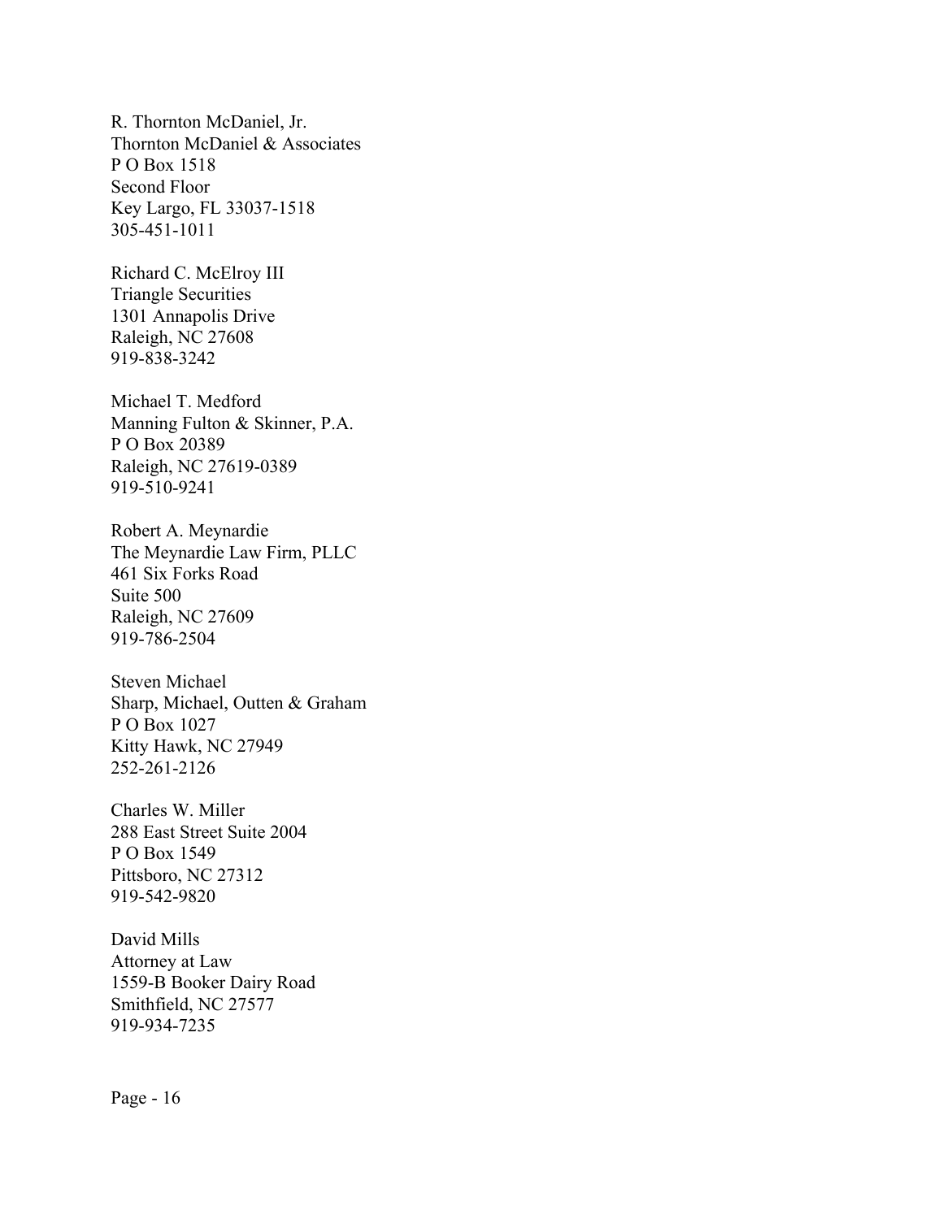R. Thornton McDaniel, Jr.  
Thornton McDaniel & Associates  
P O Box 1518  
Second Floor  
Key Largo, FL 33037-1518  
305-451-1011

Richard C. McElroy III  
Triangle Securities  
1301 Annapolis Drive  
Raleigh, NC 27608  
919-838-3242

Michael T. Medford  
Manning Fulton & Skinner, P.A.  
P O Box 20389  
Raleigh, NC 27619-0389  
919-510-9241

Robert A. Meynardie  
The Meynardie Law Firm, PLLC  
461 Six Forks Road  
Suite 500  
Raleigh, NC 27609  
919-786-2504

Steven Michael  
Sharp, Michael, Outten & Graham  
P O Box 1027  
Kitty Hawk, NC 27949  
252-261-2126

Charles W. Miller  
288 East Street Suite 2004  
P O Box 1549  
Pittsboro, NC 27312  
919-542-9820

David Mills  
Attorney at Law  
1559-B Booker Dairy Road  
Smithfield, NC 27577  
919-934-7235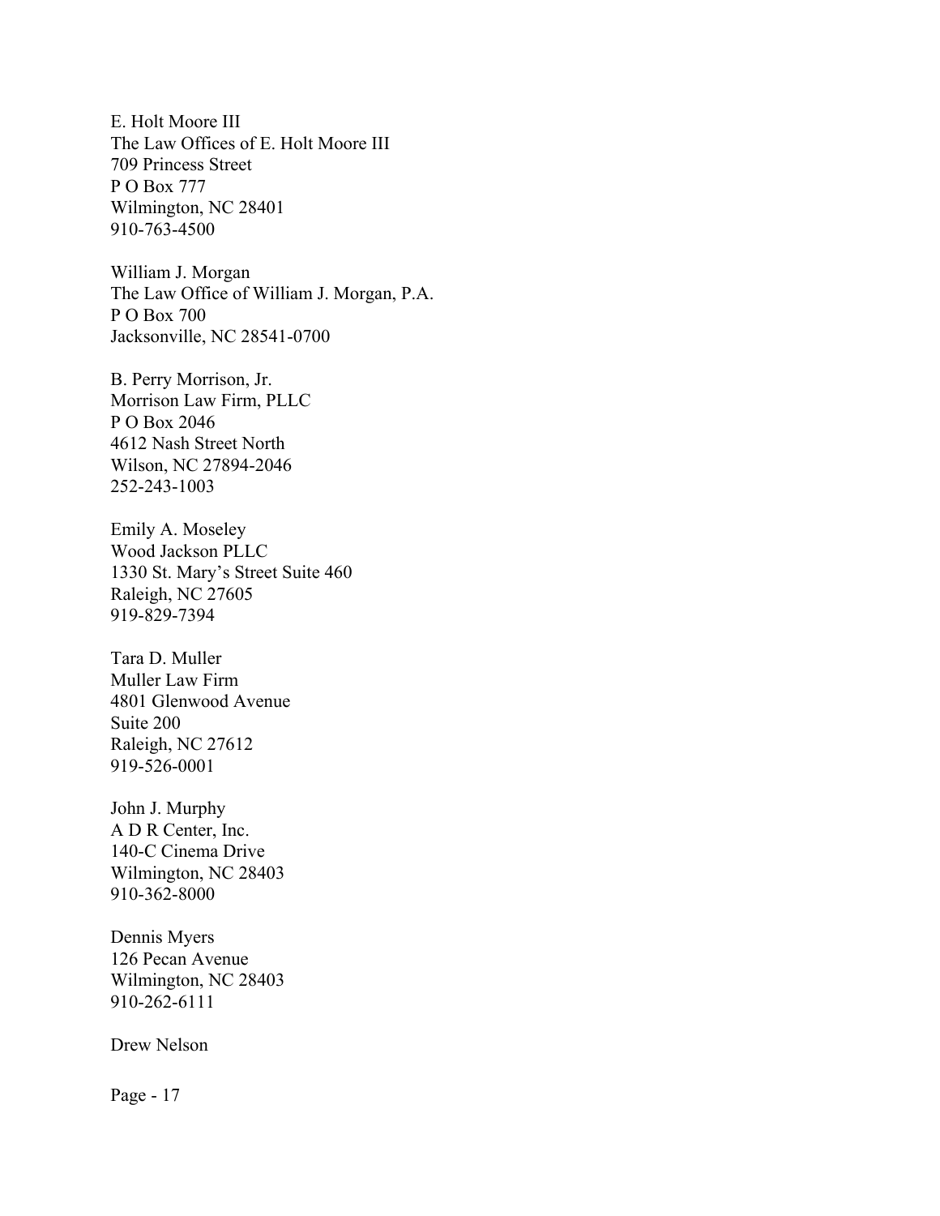E. Holt Moore III
The Law Offices of E. Holt Moore III
709 Princess Street
P O Box 777
Wilmington, NC 28401
910-763-4500

William J. Morgan
The Law Office of William J. Morgan, P.A.
P O Box 700
Jacksonville, NC 28541-0700

B. Perry Morrison, Jr.
Morrison Law Firm, PLLC
P O Box 2046
4612 Nash Street North
Wilson, NC 27894-2046
252-243-1003

Emily A. Moseley
Wood Jackson PLLC
1330 St. Mary's Street Suite 460
Raleigh, NC 27605
919-829-7394

Tara D. Muller
Muller Law Firm
4801 Glenwood Avenue
Suite 200
Raleigh, NC 27612
919-526-0001

John J. Murphy
A D R Center, Inc.
140-C Cinema Drive
Wilmington, NC 28403
910-362-8000

Dennis Myers
126 Pecan Avenue
Wilmington, NC 28403
910-262-6111

Drew Nelson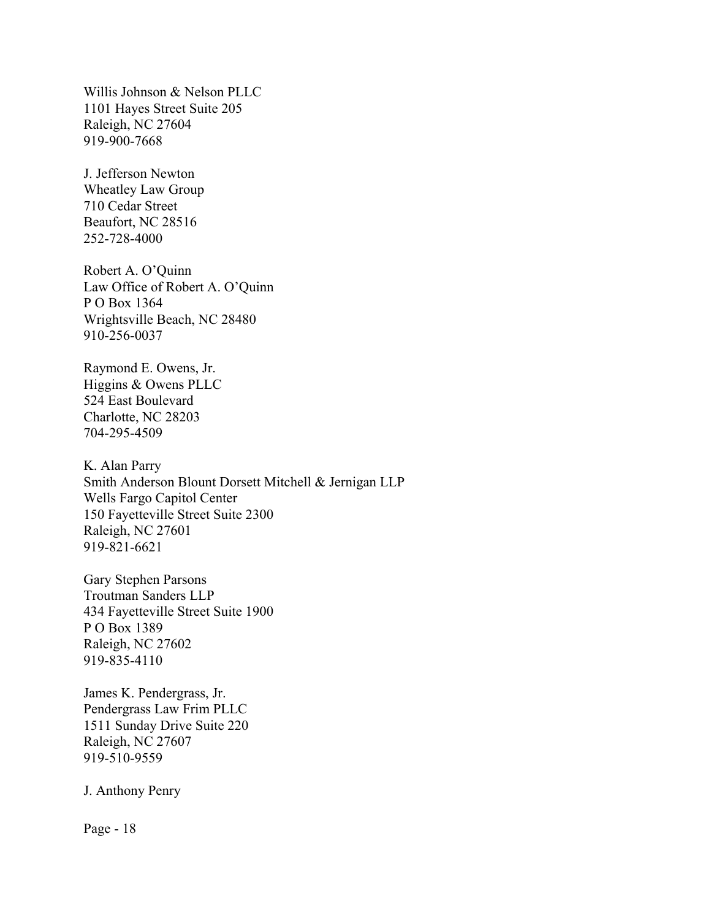Willis Johnson & Nelson PLLC
1101 Hayes Street Suite 205
Raleigh, NC 27604
919-900-7668

J. Jefferson Newton
Wheatley Law Group
710 Cedar Street
Beaufort, NC 28516
252-728-4000

Robert A. O'Quinn
Law Office of Robert A. O'Quinn
P O Box 1364
Wrightsville Beach, NC 28480
910-256-0037

Raymond E. Owens, Jr.
Higgins & Owens PLLC
524 East Boulevard
Charlotte, NC 28203
704-295-4509

K. Alan Parry
Smith Anderson Blount Dorsett Mitchell & Jernigan LLP
Wells Fargo Capitol Center
150 Fayetteville Street Suite 2300
Raleigh, NC 27601
919-821-6621

Gary Stephen Parsons
Troutman Sanders LLP
434 Fayetteville Street Suite 1900
P O Box 1389
Raleigh, NC 27602
919-835-4110

James K. Pendergrass, Jr.
Pendergrass Law Frim PLLC
1511 Sunday Drive Suite 220
Raleigh, NC 27607
919-510-9559

J. Anthony Penry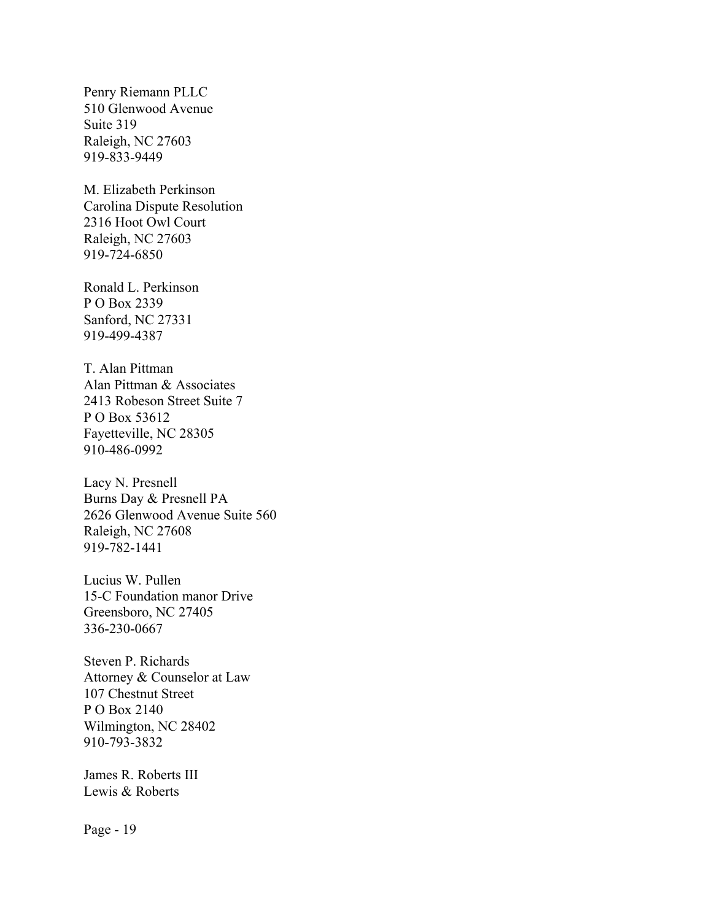Penry Riemann PLLC
510 Glenwood Avenue
Suite 319
Raleigh, NC 27603
919-833-9449

M. Elizabeth Perkinson
Carolina Dispute Resolution
2316 Hoot Owl Court
Raleigh, NC 27603
919-724-6850

Ronald L. Perkinson
P O Box 2339
Sanford, NC 27331
919-499-4387

T. Alan Pittman
Alan Pittman & Associates
2413 Robeson Street Suite 7
P O Box 53612
Fayetteville, NC 28305
910-486-0992

Lacy N. Presnell
Burns Day & Presnell PA
2626 Glenwood Avenue Suite 560
Raleigh, NC 27608
919-782-1441

Lucius W. Pullen
15-C Foundation manor Drive
Greensboro, NC 27405
336-230-0667

Steven P. Richards
Attorney & Counselor at Law
107 Chestnut Street
P O Box 2140
Wilmington, NC 28402
910-793-3832

James R. Roberts III
Lewis & Roberts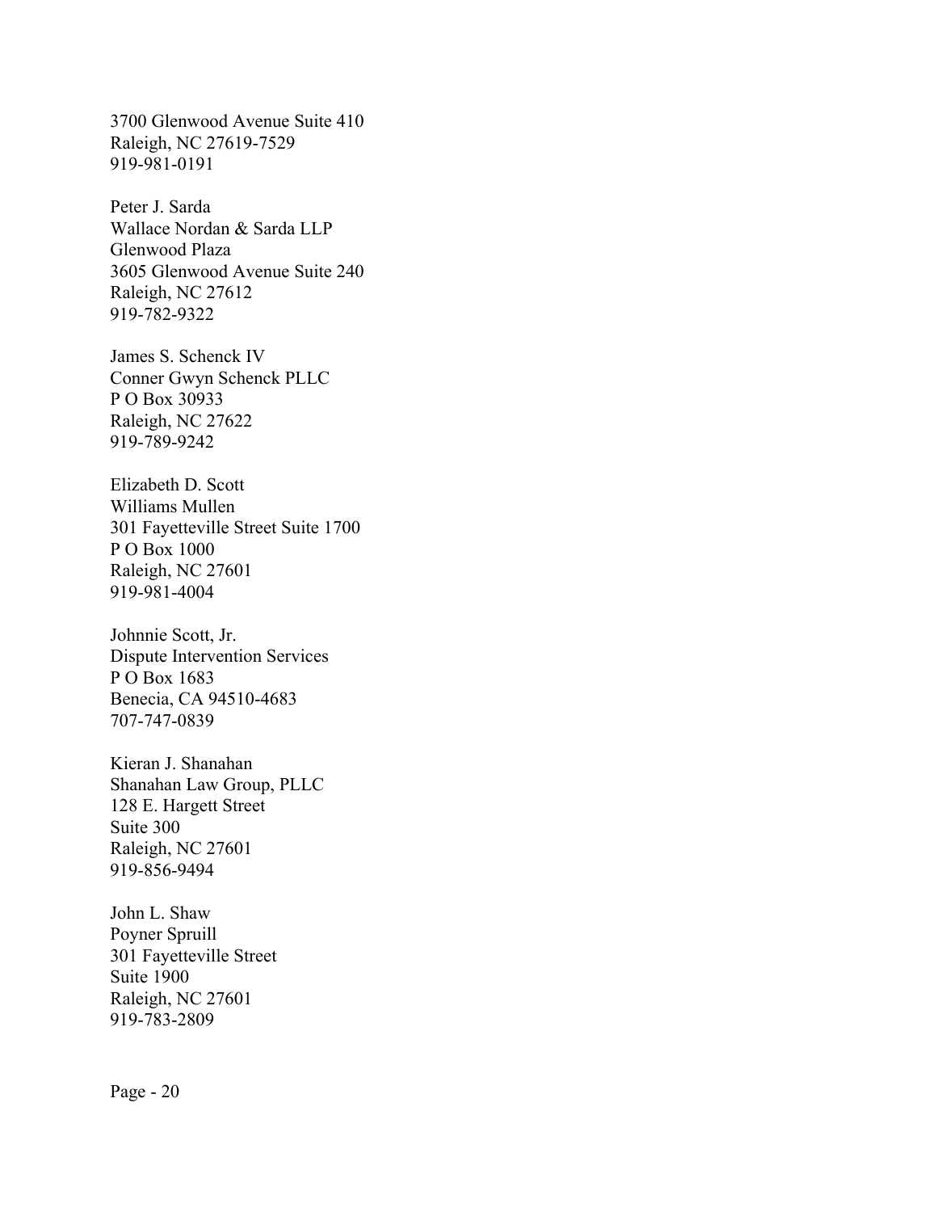3700 Glenwood Avenue Suite 410  
Raleigh, NC 27619-7529  
919-981-0191

Peter J. Sarda  
Wallace Nordan & Sarda LLP  
Glenwood Plaza  
3605 Glenwood Avenue Suite 240  
Raleigh, NC 27612  
919-782-9322

James S. Schenck IV  
Conner Gwyn Schenck PLLC  
P O Box 30933  
Raleigh, NC 27622  
919-789-9242

Elizabeth D. Scott  
Williams Mullen  
301 Fayetteville Street Suite 1700  
P O Box 1000  
Raleigh, NC 27601  
919-981-4004

Johnnie Scott, Jr.  
Dispute Intervention Services  
P O Box 1683  
Benecia, CA 94510-4683  
707-747-0839

Kieran J. Shanahan  
Shanahan Law Group, PLLC  
128 E. Hargett Street  
Suite 300  
Raleigh, NC 27601  
919-856-9494

John L. Shaw  
Poyner Spruill  
301 Fayetteville Street  
Suite 1900  
Raleigh, NC 27601  
919-783-2809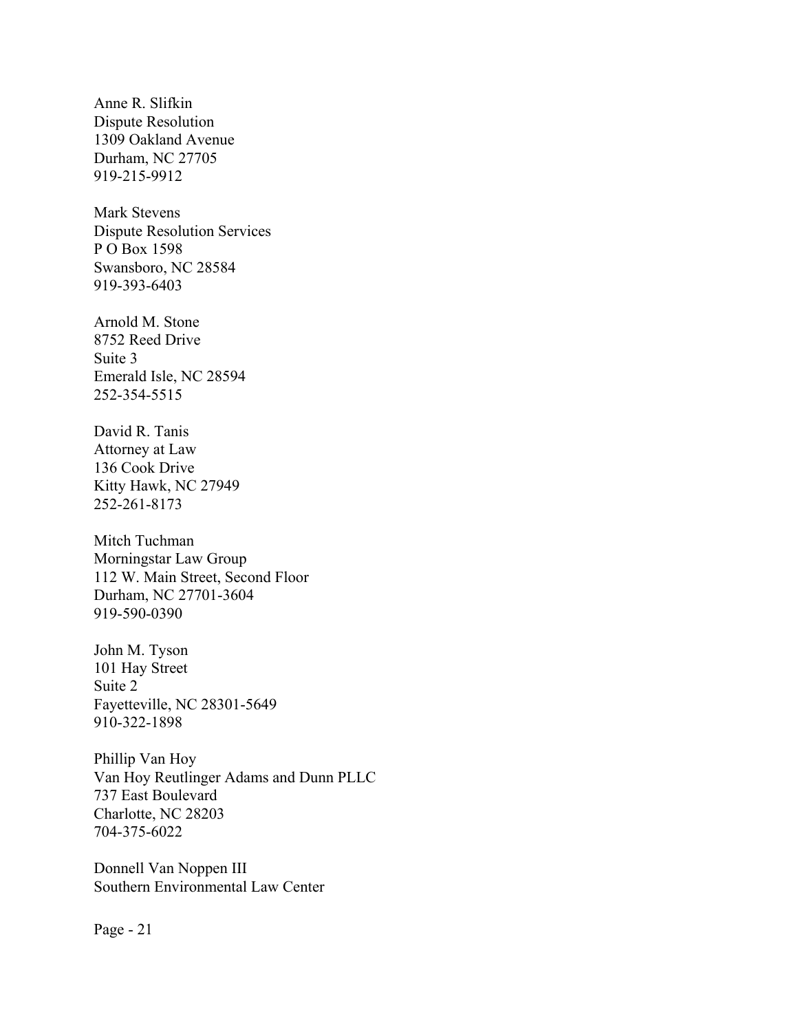Anne R. Slifkin
Dispute Resolution
1309 Oakland Avenue
Durham, NC 27705
919-215-9912

Mark Stevens
Dispute Resolution Services
P O Box 1598
Swansboro, NC 28584
919-393-6403

Arnold M. Stone
8752 Reed Drive
Suite 3
Emerald Isle, NC 28594
252-354-5515

David R. Tanis
Attorney at Law
136 Cook Drive
Kitty Hawk, NC 27949
252-261-8173

Mitch Tuchman
Morningstar Law Group
112 W. Main Street, Second Floor
Durham, NC 27701-3604
919-590-0390

John M. Tyson
101 Hay Street
Suite 2
Fayetteville, NC 28301-5649
910-322-1898

Phillip Van Hoy
Van Hoy Reutlinger Adams and Dunn PLLC
737 East Boulevard
Charlotte, NC 28203
704-375-6022

Donnell Van Noppen III
Southern Environmental Law Center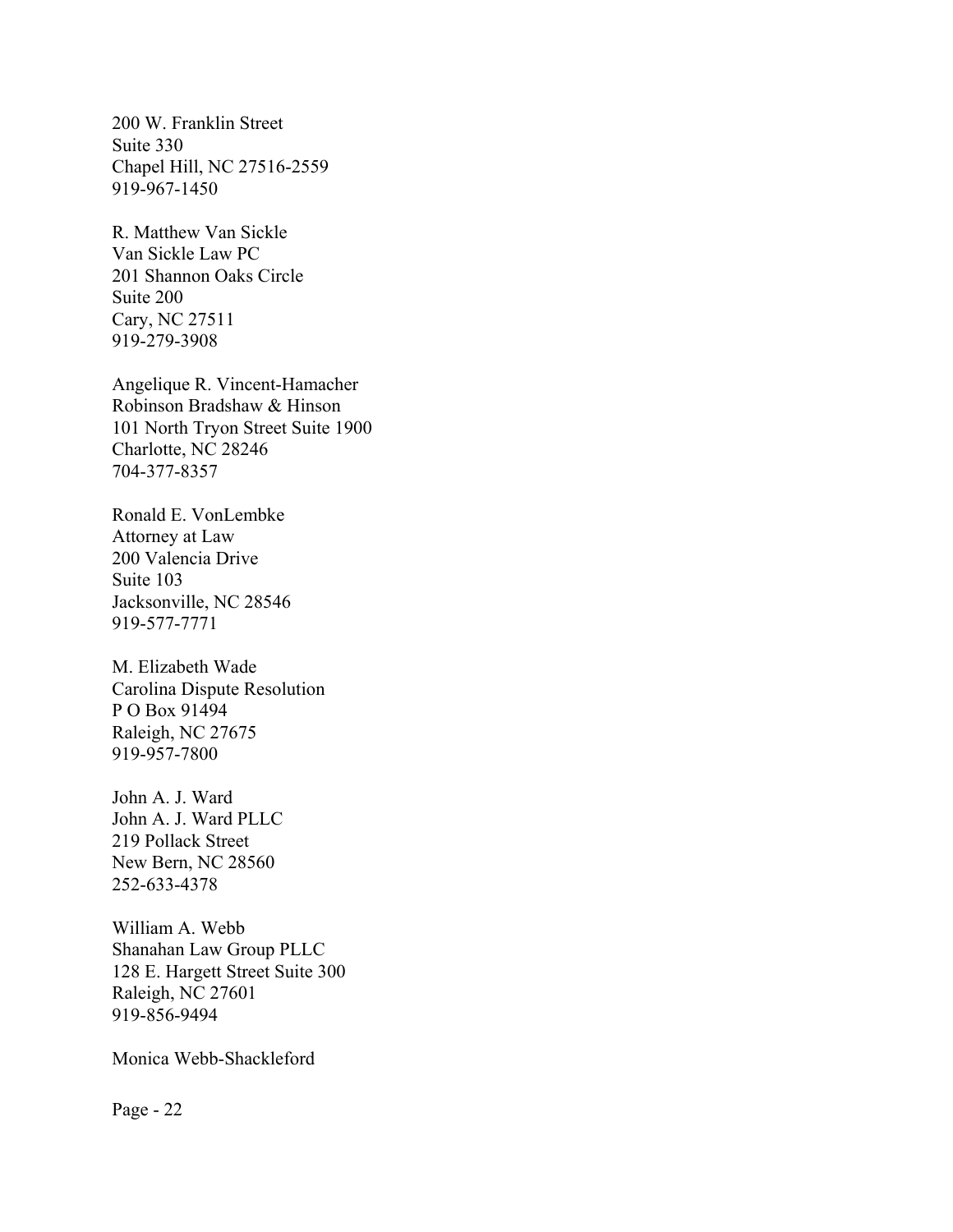200 W. Franklin Street
Suite 330
Chapel Hill, NC 27516-2559
919-967-1450

R. Matthew Van Sickle
Van Sickle Law PC
201 Shannon Oaks Circle
Suite 200
Cary, NC 27511
919-279-3908

Angelique R. Vincent-Hamacher
Robinson Bradshaw & Hinson
101 North Tryon Street Suite 1900
Charlotte, NC 28246
704-377-8357

Ronald E. VonLembke
Attorney at Law
200 Valencia Drive
Suite 103
Jacksonville, NC 28546
919-577-7771

M. Elizabeth Wade
Carolina Dispute Resolution
P O Box 91494
Raleigh, NC 27675
919-957-7800

John A. J. Ward
John A. J. Ward PLLC
219 Pollack Street
New Bern, NC 28560
252-633-4378

William A. Webb
Shanahan Law Group PLLC
128 E. Hargett Street Suite 300
Raleigh, NC 27601
919-856-9494

Monica Webb-Shackleford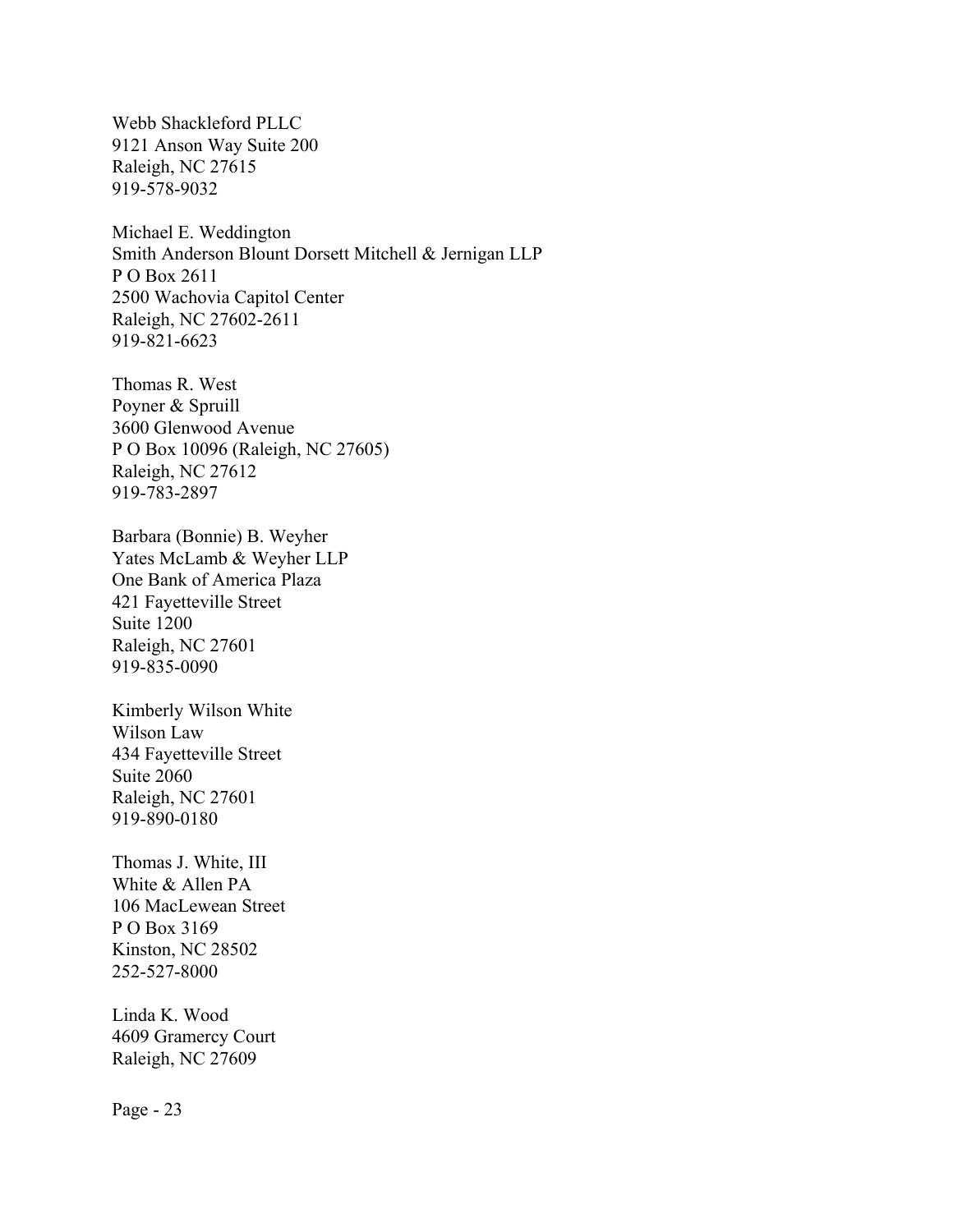Webb Shackleford PLLC
9121 Anson Way Suite 200
Raleigh, NC 27615
919-578-9032

Michael E. Weddington
Smith Anderson Blount Dorsett Mitchell & Jernigan LLP
P O Box 2611
2500 Wachovia Capitol Center
Raleigh, NC 27602-2611
919-821-6623

Thomas R. West
Poyner & Spruill
3600 Glenwood Avenue
P O Box 10096 (Raleigh, NC 27605)
Raleigh, NC 27612
919-783-2897

Barbara (Bonnie) B. Weyher
Yates McLamb & Weyher LLP
One Bank of America Plaza
421 Fayetteville Street
Suite 1200
Raleigh, NC 27601
919-835-0090

Kimberly Wilson White
Wilson Law
434 Fayetteville Street
Suite 2060
Raleigh, NC 27601
919-890-0180

Thomas J. White, III
White & Allen PA
106 MacLewean Street
P O Box 3169
Kinston, NC 28502
252-527-8000

Linda K. Wood
4609 Gramercy Court
Raleigh, NC 27609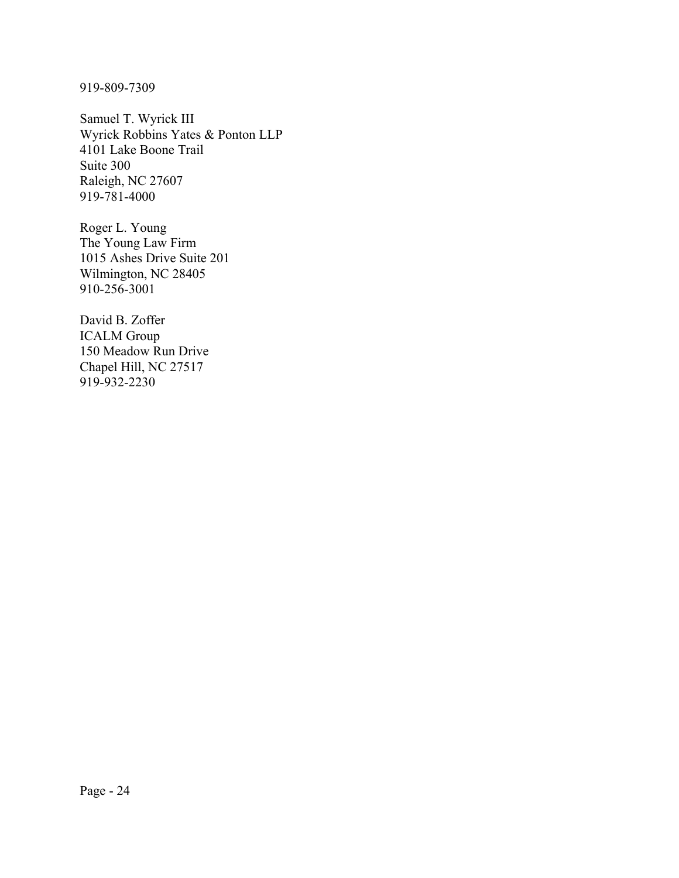919-809-7309

Samuel T. Wyrick III
Wyrick Robbins Yates & Ponton LLP
4101 Lake Boone Trail
Suite 300
Raleigh, NC 27607
919-781-4000

Roger L. Young
The Young Law Firm
1015 Ashes Drive Suite 201
Wilmington, NC 28405
910-256-3001

David B. Zoffer
ICALM Group
150 Meadow Run Drive
Chapel Hill, NC 27517
919-932-2230